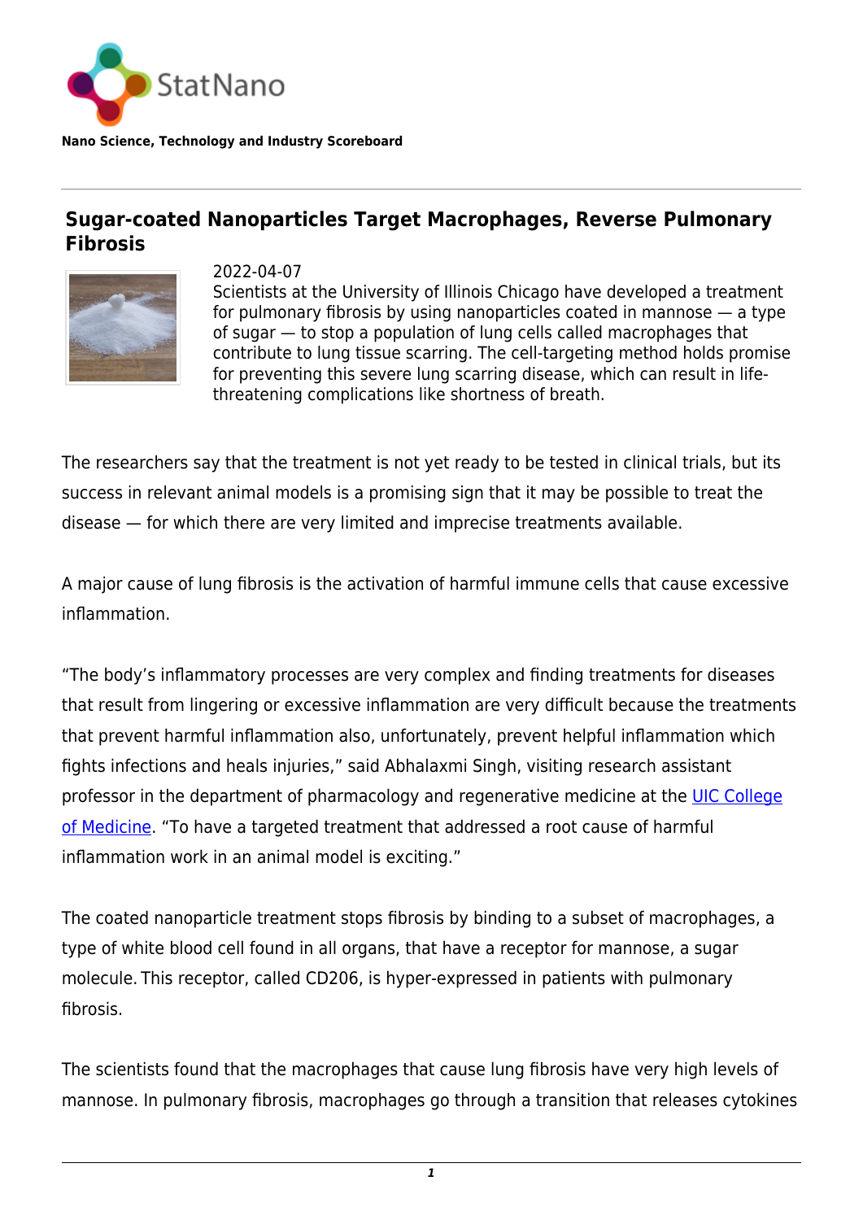StatNano

**Nano Science, Technology and Industry Scoreboard**

## Sugar-coated Nanoparticles Target Macrophages, Reverse Pulmonary Fibrosis

2022-04-07

Scientists at the University of Illinois Chicago have developed a treatment for pulmonary fibrosis by using nanoparticles coated in mannose — a type of sugar — to stop a population of lung cells called macrophages that contribute to lung tissue scarring. The cell-targeting method holds promise for preventing this severe lung scarring disease, which can result in life-threatening complications like shortness of breath.

The researchers say that the treatment is not yet ready to be tested in clinical trials, but its success in relevant animal models is a promising sign that it may be possible to treat the disease — for which there are very limited and imprecise treatments available.

A major cause of lung fibrosis is the activation of harmful immune cells that cause excessive inflammation.

"The body's inflammatory processes are very complex and finding treatments for diseases that result from lingering or excessive inflammation are very difficult because the treatments that prevent harmful inflammation also, unfortunately, prevent helpful inflammation which fights infections and heals injuries," said Abhalaxmi Singh, visiting research assistant professor in the department of pharmacology and regenerative medicine at the UIC College of Medicine. "To have a targeted treatment that addressed a root cause of harmful inflammation work in an animal model is exciting."

The coated nanoparticle treatment stops fibrosis by binding to a subset of macrophages, a type of white blood cell found in all organs, that have a receptor for mannose, a sugar molecule. This receptor, called CD206, is hyper-expressed in patients with pulmonary fibrosis.

The scientists found that the macrophages that cause lung fibrosis have very high levels of mannose. In pulmonary fibrosis, macrophages go through a transition that releases cytokines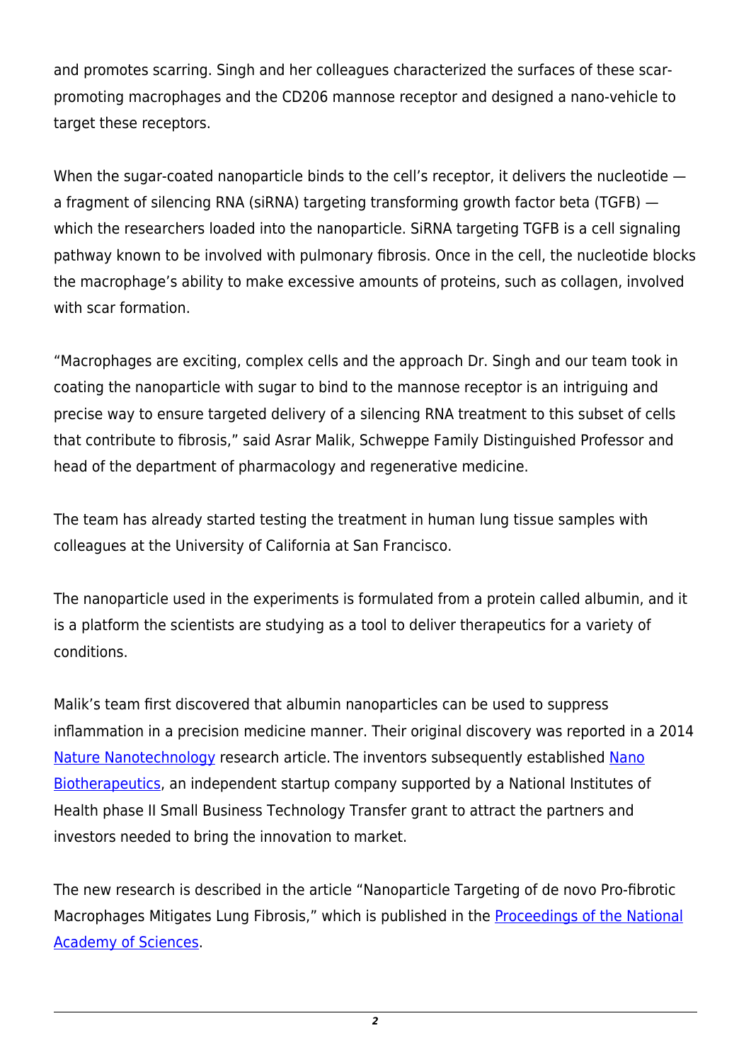and promotes scarring. Singh and her colleagues characterized the surfaces of these scar-promoting macrophages and the CD206 mannose receptor and designed a nano-vehicle to target these receptors.

When the sugar-coated nanoparticle binds to the cell's receptor, it delivers the nucleotide — a fragment of silencing RNA (siRNA) targeting transforming growth factor beta (TGFB) — which the researchers loaded into the nanoparticle. SiRNA targeting TGFB is a cell signaling pathway known to be involved with pulmonary fibrosis. Once in the cell, the nucleotide blocks the macrophage's ability to make excessive amounts of proteins, such as collagen, involved with scar formation.

"Macrophages are exciting, complex cells and the approach Dr. Singh and our team took in coating the nanoparticle with sugar to bind to the mannose receptor is an intriguing and precise way to ensure targeted delivery of a silencing RNA treatment to this subset of cells that contribute to fibrosis," said Asrar Malik, Schweppe Family Distinguished Professor and head of the department of pharmacology and regenerative medicine.

The team has already started testing the treatment in human lung tissue samples with colleagues at the University of California at San Francisco.

The nanoparticle used in the experiments is formulated from a protein called albumin, and it is a platform the scientists are studying as a tool to deliver therapeutics for a variety of conditions.

Malik's team first discovered that albumin nanoparticles can be used to suppress inflammation in a precision medicine manner. Their original discovery was reported in a 2014 [Nature Nanotechnology](#) research article. The inventors subsequently established [Nano Biotherapeutics](#), an independent startup company supported by a National Institutes of Health phase II Small Business Technology Transfer grant to attract the partners and investors needed to bring the innovation to market.

The new research is described in the article "Nanoparticle Targeting of de novo Pro-fibrotic Macrophages Mitigates Lung Fibrosis," which is published in the [Proceedings of the National Academy of Sciences](#).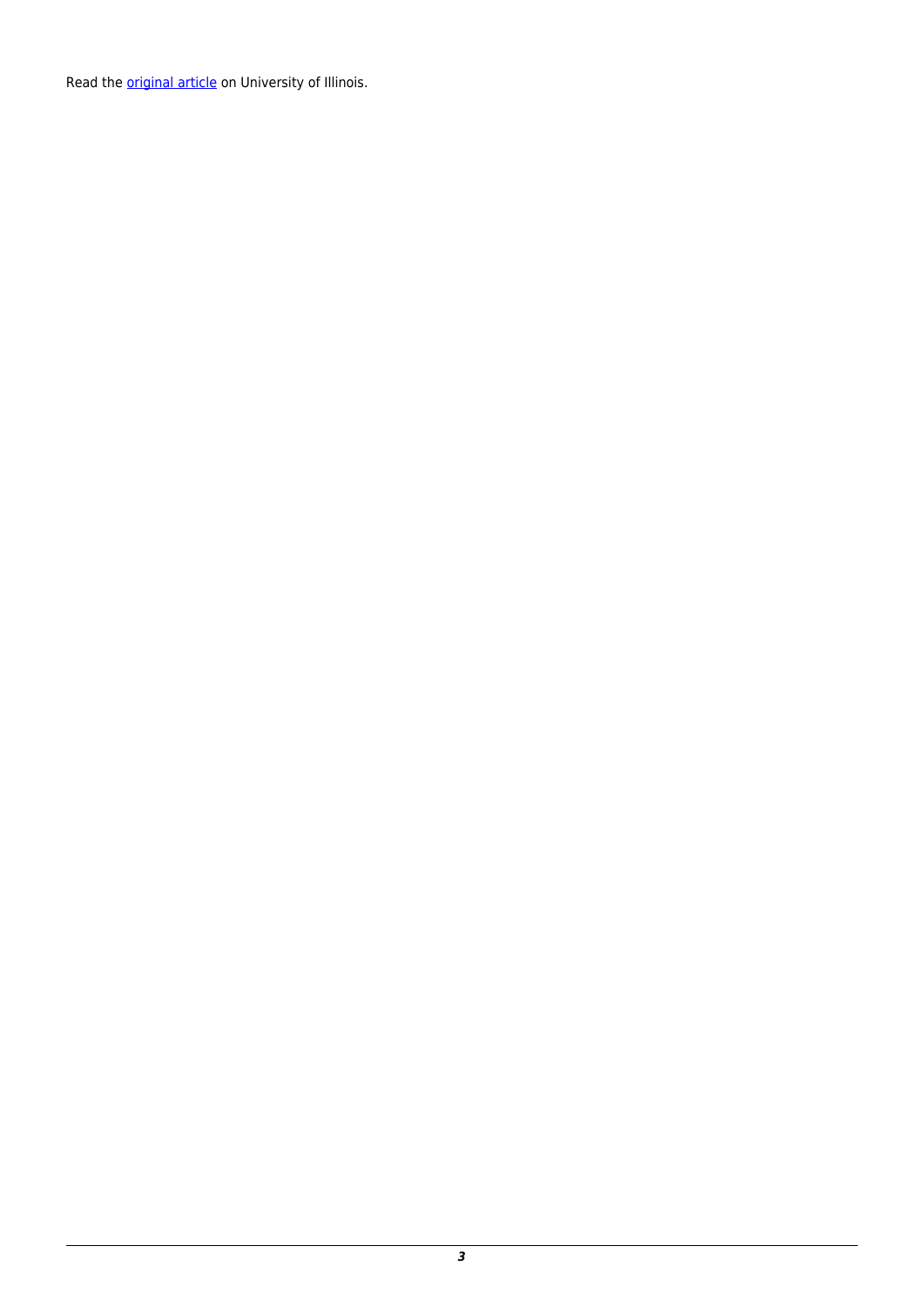Read the [original article](original article) on University of Illinois.